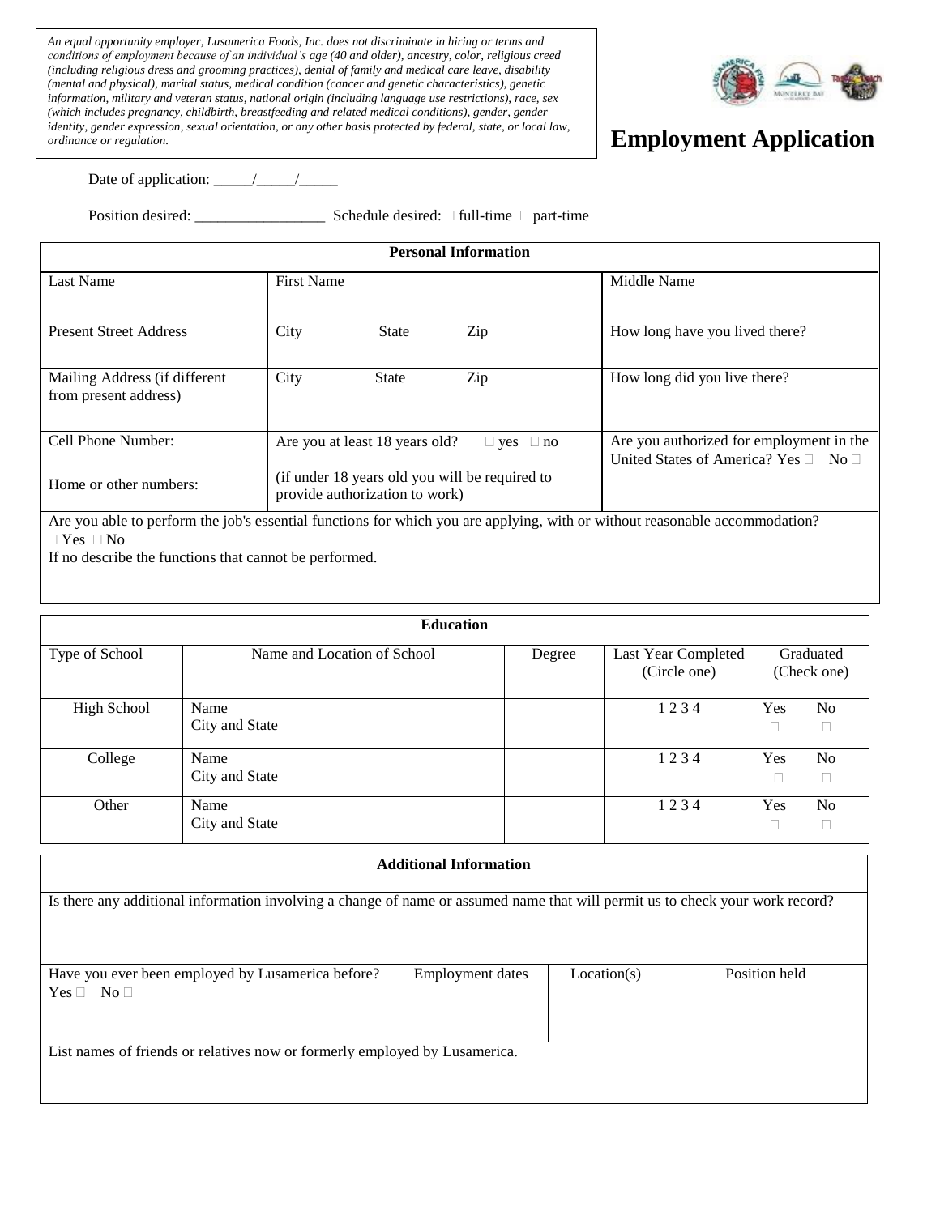*An equal opportunity employer, Lusamerica Foods, Inc. does not discriminate in hiring or terms and conditions of employment because of an individual's age (40 and older), ancestry, color, religious creed (including religious dress and grooming practices), denial of family and medical care leave, disability (mental and physical), marital status, medical condition (cancer and genetic characteristics), genetic information, military and veteran status, national origin (including language use restrictions), race, sex (which includes pregnancy, childbirth, breastfeeding and related medical conditions), gender, gender identity, gender expression, sexual orientation, or any other basis protected by federal, state, or local law, ordinance or regulation.*

# Employment Application

Date of application: _____/_____/_____

Position desired: _________________ Schedule desired: □ full-time □ part-time

| Personal Information | | |
|---|---|---|
| Last Name | First Name | Middle Name |
| Present Street Address | City State Zip | How long have you lived there? |
| Mailing Address (if different from present address) | City State Zip | How long did you live there? |
| Cell Phone Number:<br><br>Home or other numbers: | Are you at least 18 years old? □ yes □ no<br><br>(if under 18 years old you will be required to provide authorization to work) | Are you authorized for employment in the United States of America? Yes □ No □ |

Are you able to perform the job's essential functions for which you are applying, with or without reasonable accommodation?
□ Yes □ No
If no describe the functions that cannot be performed.

| Education | | | | |
|---|---|---|---|---|
| Type of School | Name and Location of School | Degree | Last Year Completed (Circle one) | Graduated (Check one) |
| High School | Name<br>City and State | | 1 2 3 4 | Yes □ No □ |
| College | Name<br>City and State | | 1 2 3 4 | Yes □ No □ |
| Other | Name<br>City and State | | 1 2 3 4 | Yes □ No □ |

| Additional Information | | | |
|---|---|---|---|
| Is there any additional information involving a change of name or assumed name that will permit us to check your work record? | | | |
| Have you ever been employed by Lusamerica before?<br>Yes □ No □ | Employment dates | Location(s) | Position held |
| List names of friends or relatives now or formerly employed by Lusamerica. | | | |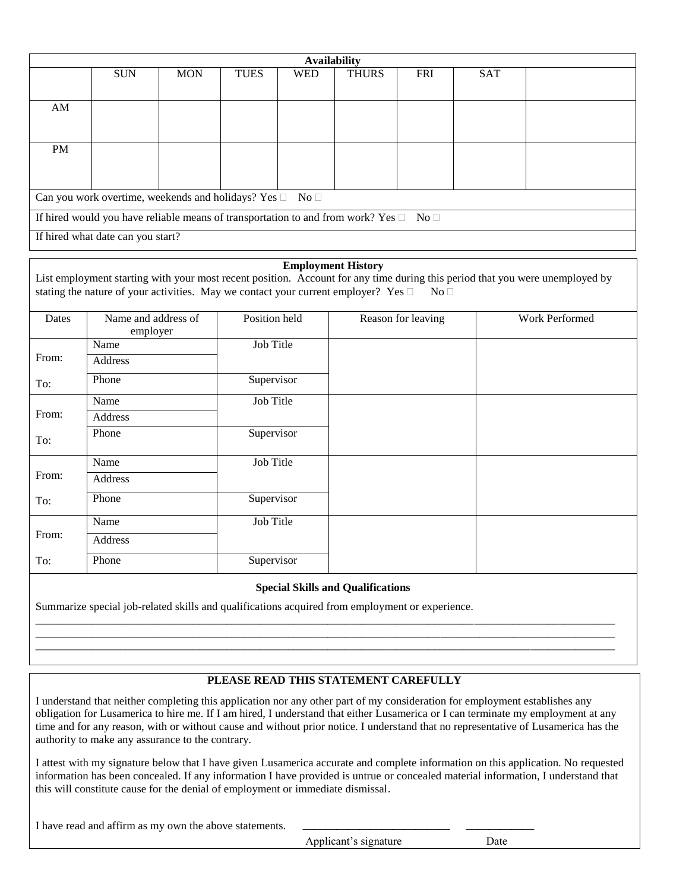## Availability

| | SUN | MON | TUES | WED | THURS | FRI | SAT | |
|---|---|---|---|---|---|---|---|---|
| AM | | | | | | | | |
| PM | | | | | | | | |

Can you work overtime, weekends and holidays? Yes ☐ No ☐

If hired would you have reliable means of transportation to and from work? Yes ☐ No ☐

If hired what date can you start?

## Employment History

List employment starting with your most recent position. Account for any time during this period that you were unemployed by stating the nature of your activities. May we contact your current employer? Yes ☐ No ☐

| Dates | Name and address of employer | Position held | Reason for leaving | Work Performed |
|---|---|---|---|---|
| From: | Name | Job Title | | |
| | Address | | | |
| To: | Phone | Supervisor | | |
| From: | Name | Job Title | | |
| | Address | | | |
| To: | Phone | Supervisor | | |
| From: | Name | Job Title | | |
| | Address | | | |
| To: | Phone | Supervisor | | |
| From: | Name | Job Title | | |
| | Address | | | |
| To: | Phone | Supervisor | | |

## Special Skills and Qualifications

Summarize special job-related skills and qualifications acquired from employment or experience.

\_\_\_\_\_\_\_\_\_\_\_\_\_\_\_\_\_\_\_\_\_\_\_\_\_\_\_\_\_\_\_\_\_\_\_\_\_\_\_\_\_\_\_\_\_\_\_\_\_\_\_\_\_\_\_\_\_\_\_\_\_\_\_\_\_\_\_\_\_\_\_\_\_\_\_\_\_\_
\_\_\_\_\_\_\_\_\_\_\_\_\_\_\_\_\_\_\_\_\_\_\_\_\_\_\_\_\_\_\_\_\_\_\_\_\_\_\_\_\_\_\_\_\_\_\_\_\_\_\_\_\_\_\_\_\_\_\_\_\_\_\_\_\_\_\_\_\_\_\_\_\_\_\_\_\_\_
\_\_\_\_\_\_\_\_\_\_\_\_\_\_\_\_\_\_\_\_\_\_\_\_\_\_\_\_\_\_\_\_\_\_\_\_\_\_\_\_\_\_\_\_\_\_\_\_\_\_\_\_\_\_\_\_\_\_\_\_\_\_\_\_\_\_\_\_\_\_\_\_\_\_\_\_\_\_

## PLEASE READ THIS STATEMENT CAREFULLY

I understand that neither completing this application nor any other part of my consideration for employment establishes any obligation for Lusamerica to hire me. If I am hired, I understand that either Lusamerica or I can terminate my employment at any time and for any reason, with or without cause and without prior notice. I understand that no representative of Lusamerica has the authority to make any assurance to the contrary.

I attest with my signature below that I have given Lusamerica accurate and complete information on this application. No requested information has been concealed. If any information I have provided is untrue or concealed material information, I understand that this will constitute cause for the denial of employment or immediate dismissal.

I have read and affirm as my own the above statements. \_\_\_\_\_\_\_\_\_\_\_\_\_\_\_\_\_\_\_\_\_\_\_\_\_\_ \_\_\_\_\_\_\_\_\_\_\_\_

Applicant's signature Date